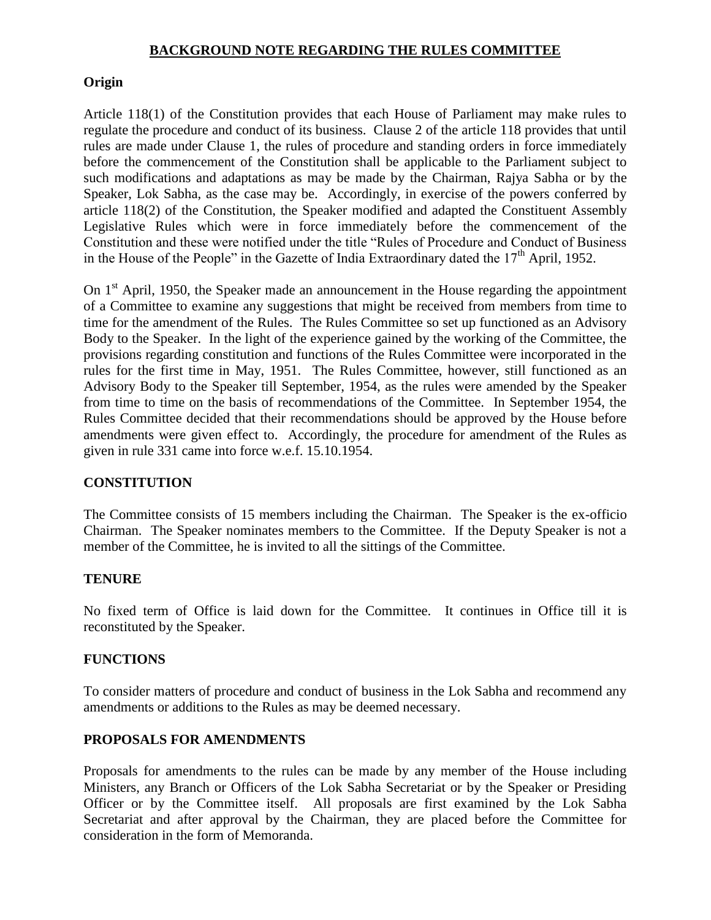# BACKGROUND NOTE REGARDING THE RULES COMMITTEE

## Origin

Article 118(1) of the Constitution provides that each House of Parliament may make rules to regulate the procedure and conduct of its business. Clause 2 of the article 118 provides that until rules are made under Clause 1, the rules of procedure and standing orders in force immediately before the commencement of the Constitution shall be applicable to the Parliament subject to such modifications and adaptations as may be made by the Chairman, Rajya Sabha or by the Speaker, Lok Sabha, as the case may be. Accordingly, in exercise of the powers conferred by article 118(2) of the Constitution, the Speaker modified and adapted the Constituent Assembly Legislative Rules which were in force immediately before the commencement of the Constitution and these were notified under the title "Rules of Procedure and Conduct of Business in the House of the People" in the Gazette of India Extraordinary dated the 17th April, 1952.

On 1st April, 1950, the Speaker made an announcement in the House regarding the appointment of a Committee to examine any suggestions that might be received from members from time to time for the amendment of the Rules. The Rules Committee so set up functioned as an Advisory Body to the Speaker. In the light of the experience gained by the working of the Committee, the provisions regarding constitution and functions of the Rules Committee were incorporated in the rules for the first time in May, 1951. The Rules Committee, however, still functioned as an Advisory Body to the Speaker till September, 1954, as the rules were amended by the Speaker from time to time on the basis of recommendations of the Committee. In September 1954, the Rules Committee decided that their recommendations should be approved by the House before amendments were given effect to. Accordingly, the procedure for amendment of the Rules as given in rule 331 came into force w.e.f. 15.10.1954.

## CONSTITUTION

The Committee consists of 15 members including the Chairman. The Speaker is the ex-officio Chairman. The Speaker nominates members to the Committee. If the Deputy Speaker is not a member of the Committee, he is invited to all the sittings of the Committee.

## TENURE

No fixed term of Office is laid down for the Committee. It continues in Office till it is reconstituted by the Speaker.

## FUNCTIONS

To consider matters of procedure and conduct of business in the Lok Sabha and recommend any amendments or additions to the Rules as may be deemed necessary.

## PROPOSALS FOR AMENDMENTS

Proposals for amendments to the rules can be made by any member of the House including Ministers, any Branch or Officers of the Lok Sabha Secretariat or by the Speaker or Presiding Officer or by the Committee itself. All proposals are first examined by the Lok Sabha Secretariat and after approval by the Chairman, they are placed before the Committee for consideration in the form of Memoranda.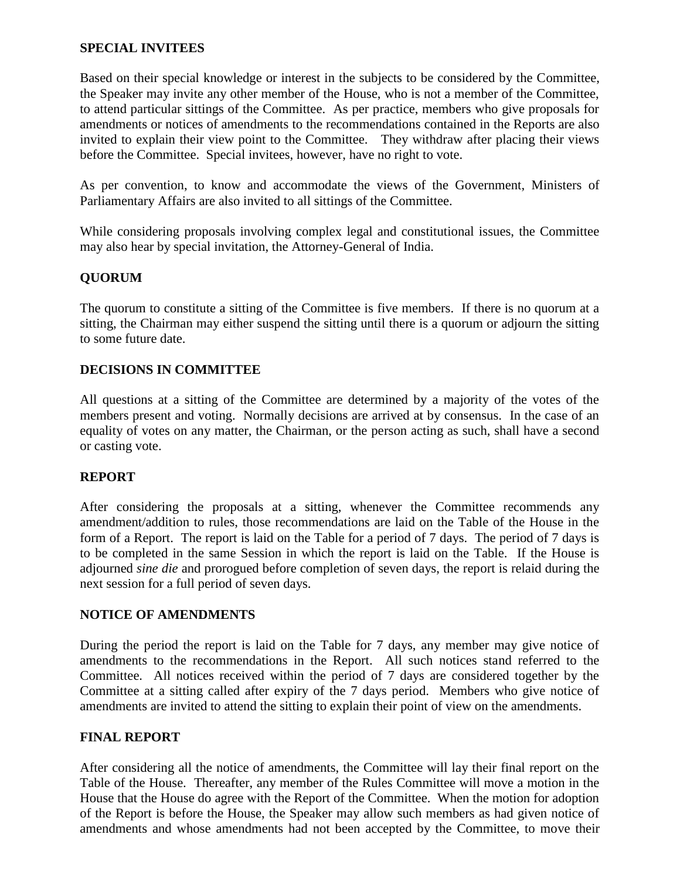## SPECIAL INVITEES

Based on their special knowledge or interest in the subjects to be considered by the Committee, the Speaker may invite any other member of the House, who is not a member of the Committee, to attend particular sittings of the Committee. As per practice, members who give proposals for amendments or notices of amendments to the recommendations contained in the Reports are also invited to explain their view point to the Committee. They withdraw after placing their views before the Committee. Special invitees, however, have no right to vote.

As per convention, to know and accommodate the views of the Government, Ministers of Parliamentary Affairs are also invited to all sittings of the Committee.

While considering proposals involving complex legal and constitutional issues, the Committee may also hear by special invitation, the Attorney-General of India.

## QUORUM

The quorum to constitute a sitting of the Committee is five members. If there is no quorum at a sitting, the Chairman may either suspend the sitting until there is a quorum or adjourn the sitting to some future date.

## DECISIONS IN COMMITTEE

All questions at a sitting of the Committee are determined by a majority of the votes of the members present and voting. Normally decisions are arrived at by consensus. In the case of an equality of votes on any matter, the Chairman, or the person acting as such, shall have a second or casting vote.

## REPORT

After considering the proposals at a sitting, whenever the Committee recommends any amendment/addition to rules, those recommendations are laid on the Table of the House in the form of a Report. The report is laid on the Table for a period of 7 days. The period of 7 days is to be completed in the same Session in which the report is laid on the Table. If the House is adjourned *sine die* and prorogued before completion of seven days, the report is relaid during the next session for a full period of seven days.

## NOTICE OF AMENDMENTS

During the period the report is laid on the Table for 7 days, any member may give notice of amendments to the recommendations in the Report. All such notices stand referred to the Committee. All notices received within the period of 7 days are considered together by the Committee at a sitting called after expiry of the 7 days period. Members who give notice of amendments are invited to attend the sitting to explain their point of view on the amendments.

## FINAL REPORT

After considering all the notice of amendments, the Committee will lay their final report on the Table of the House. Thereafter, any member of the Rules Committee will move a motion in the House that the House do agree with the Report of the Committee. When the motion for adoption of the Report is before the House, the Speaker may allow such members as had given notice of amendments and whose amendments had not been accepted by the Committee, to move their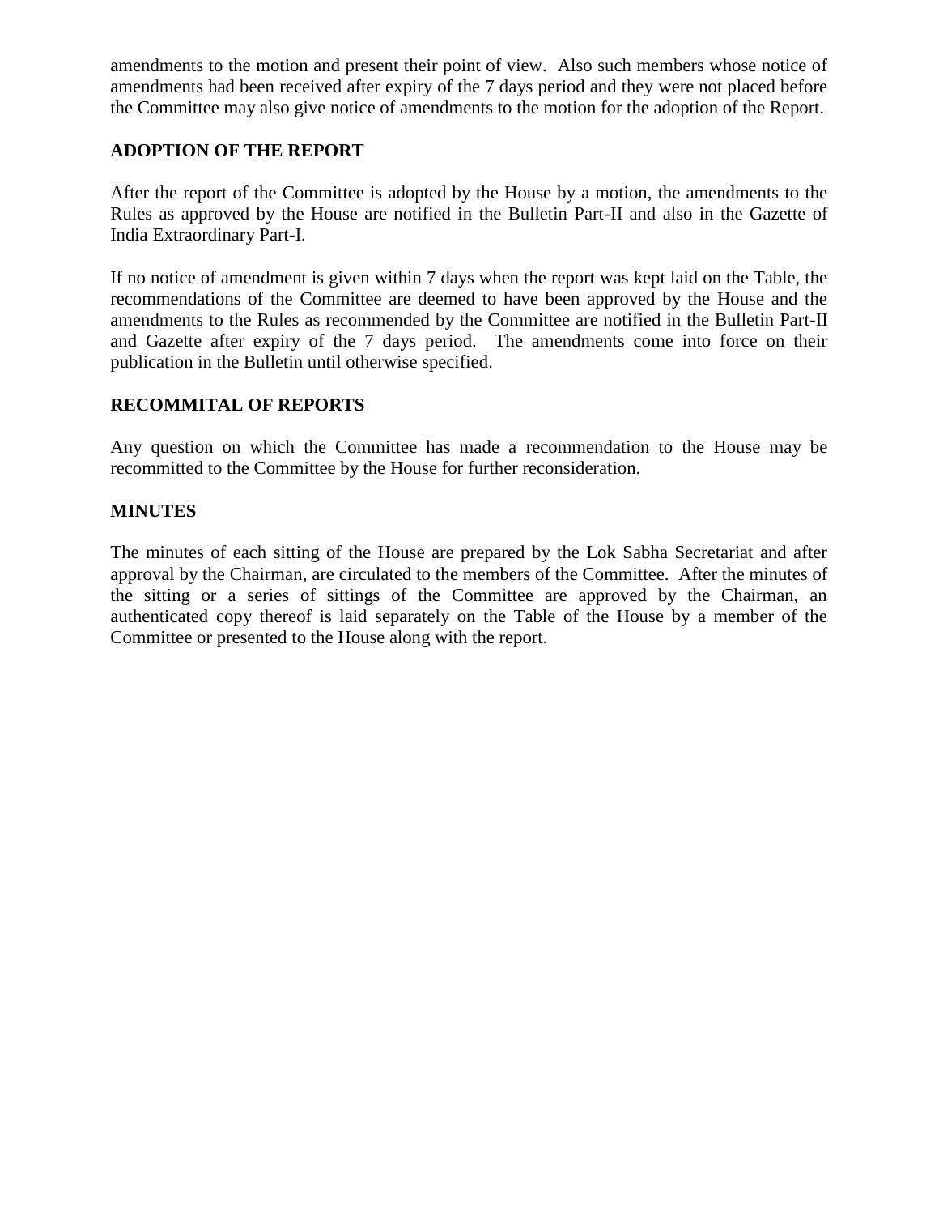amendments to the motion and present their point of view. Also such members whose notice of amendments had been received after expiry of the 7 days period and they were not placed before the Committee may also give notice of amendments to the motion for the adoption of the Report.

**ADOPTION OF THE REPORT**

After the report of the Committee is adopted by the House by a motion, the amendments to the Rules as approved by the House are notified in the Bulletin Part-II and also in the Gazette of India Extraordinary Part-I.

If no notice of amendment is given within 7 days when the report was kept laid on the Table, the recommendations of the Committee are deemed to have been approved by the House and the amendments to the Rules as recommended by the Committee are notified in the Bulletin Part-II and Gazette after expiry of the 7 days period. The amendments come into force on their publication in the Bulletin until otherwise specified.

**RECOMMITAL OF REPORTS**

Any question on which the Committee has made a recommendation to the House may be recommitted to the Committee by the House for further reconsideration.

**MINUTES**

The minutes of each sitting of the House are prepared by the Lok Sabha Secretariat and after approval by the Chairman, are circulated to the members of the Committee. After the minutes of the sitting or a series of sittings of the Committee are approved by the Chairman, an authenticated copy thereof is laid separately on the Table of the House by a member of the Committee or presented to the House along with the report.